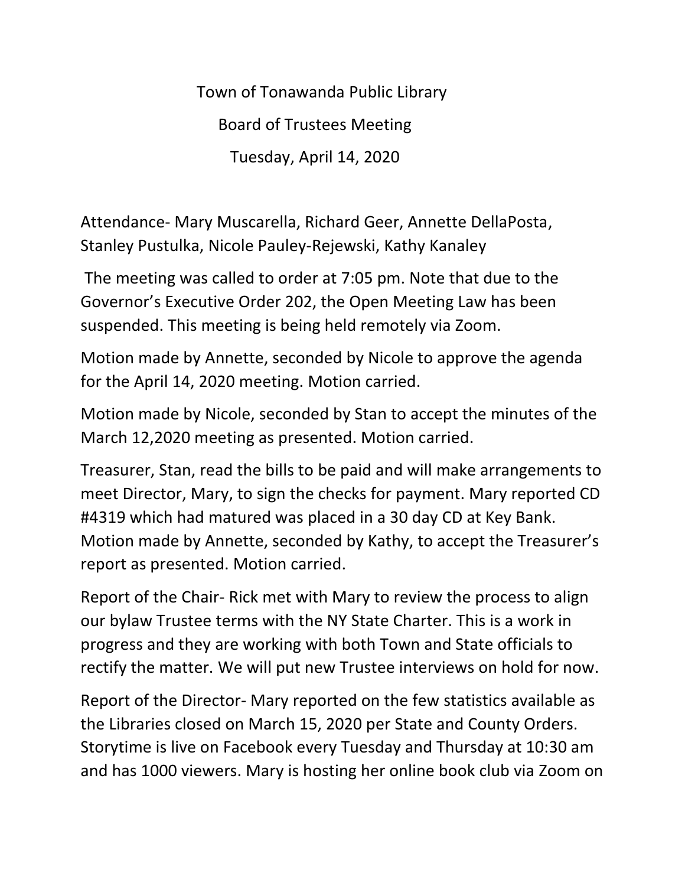# Town of Tonawanda Public Library

## Board of Trustees Meeting

### Tuesday, April 14, 2020

Attendance- Mary Muscarella, Richard Geer, Annette DellaPosta, Stanley Pustulka, Nicole Pauley-Rejewski, Kathy Kanaley

The meeting was called to order at 7:05 pm. Note that due to the Governor's Executive Order 202, the Open Meeting Law has been suspended. This meeting is being held remotely via Zoom.

Motion made by Annette, seconded by Nicole to approve the agenda for the April 14, 2020 meeting. Motion carried.

Motion made by Nicole, seconded by Stan to accept the minutes of the March 12,2020 meeting as presented. Motion carried.

Treasurer, Stan, read the bills to be paid and will make arrangements to meet Director, Mary, to sign the checks for payment. Mary reported CD #4319 which had matured was placed in a 30 day CD at Key Bank. Motion made by Annette, seconded by Kathy, to accept the Treasurer's report as presented. Motion carried.

Report of the Chair- Rick met with Mary to review the process to align our bylaw Trustee terms with the NY State Charter. This is a work in progress and they are working with both Town and State officials to rectify the matter. We will put new Trustee interviews on hold for now.

Report of the Director- Mary reported on the few statistics available as the Libraries closed on March 15, 2020 per State and County Orders. Storytime is live on Facebook every Tuesday and Thursday at 10:30 am and has 1000 viewers. Mary is hosting her online book club via Zoom on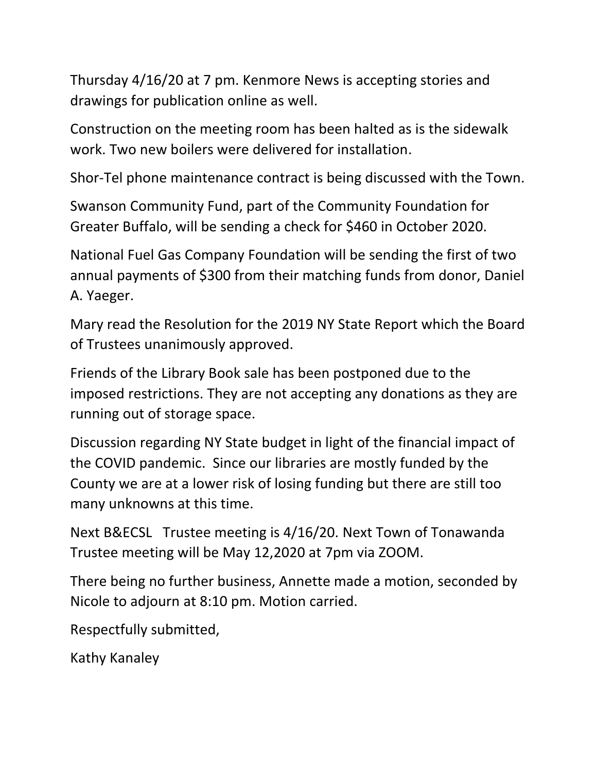Thursday 4/16/20 at 7 pm. Kenmore News is accepting stories and drawings for publication online as well.

Construction on the meeting room has been halted as is the sidewalk work. Two new boilers were delivered for installation.

Shor-Tel phone maintenance contract is being discussed with the Town.

Swanson Community Fund, part of the Community Foundation for Greater Buffalo, will be sending a check for $460 in October 2020.

National Fuel Gas Company Foundation will be sending the first of two annual payments of $300 from their matching funds from donor, Daniel A. Yaeger.

Mary read the Resolution for the 2019 NY State Report which the Board of Trustees unanimously approved.

Friends of the Library Book sale has been postponed due to the imposed restrictions. They are not accepting any donations as they are running out of storage space.

Discussion regarding NY State budget in light of the financial impact of the COVID pandemic. Since our libraries are mostly funded by the County we are at a lower risk of losing funding but there are still too many unknowns at this time.

Next B&ECSL Trustee meeting is 4/16/20. Next Town of Tonawanda Trustee meeting will be May 12,2020 at 7pm via ZOOM.

There being no further business, Annette made a motion, seconded by Nicole to adjourn at 8:10 pm. Motion carried.

Respectfully submitted,

Kathy Kanaley